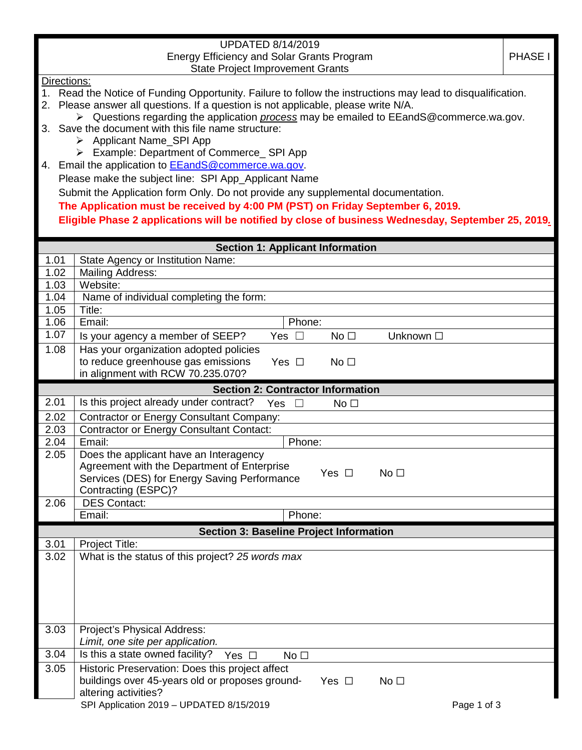UPDATED 8/14/2019
Energy Efficiency and Solar Grants Program
State Project Improvement Grants

PHASE I

Directions:

1. Read the Notice of Funding Opportunity. Failure to follow the instructions may lead to disqualification.
2. Please answer all questions. If a question is not applicable, please write N/A.
   - Questions regarding the application *process* may be emailed to EEandS@commerce.wa.gov.
3. Save the document with this file name structure:
   - Applicant Name_SPI App
   - Example: Department of Commerce_ SPI App
4. Email the application to EEandS@commerce.wa.gov.

   Please make the subject line: SPI App_Applicant Name

   Submit the Application form Only. Do not provide any supplemental documentation.

   **The Application must be received by 4:00 PM (PST) on Friday September 6, 2019.**

   **Eligible Phase 2 applications will be notified by close of business Wednesday, September 25, 2019.**

## Section 1: Applicant Information

| | | |
|---|---|---|
| 1.01 | State Agency or Institution Name: | |
| 1.02 | Mailing Address: | |
| 1.03 | Website: | |
| 1.04 | Name of individual completing the form: | |
| 1.05 | Title: | |
| 1.06 | Email: | Phone: |
| 1.07 | Is your agency a member of SEEP? Yes ☐ No ☐ Unknown ☐ | |
| 1.08 | Has your organization adopted policies to reduce greenhouse gas emissions in alignment with RCW 70.235.070? Yes ☐ No ☐ | |

## Section 2: Contractor Information

| | | |
|---|---|---|
| 2.01 | Is this project already under contract? Yes ☐ No ☐ | |
| 2.02 | Contractor or Energy Consultant Company: | |
| 2.03 | Contractor or Energy Consultant Contact: | |
| 2.04 | Email: | Phone: |
| 2.05 | Does the applicant have an Interagency Agreement with the Department of Enterprise Services (DES) for Energy Saving Performance Contracting (ESPC)? Yes ☐ No ☐ | |
| 2.06 | DES Contact: | |
| | Email: | Phone: |

## Section 3: Baseline Project Information

| | |
|---|---|
| 3.01 | Project Title: |
| 3.02 | What is the status of this project? *25 words max* |
| 3.03 | Project's Physical Address: *Limit, one site per application.* |
| 3.04 | Is this a state owned facility? Yes ☐ No ☐ |
| 3.05 | Historic Preservation: Does this project affect buildings over 45-years old or proposes ground-altering activities? Yes ☐ No ☐ |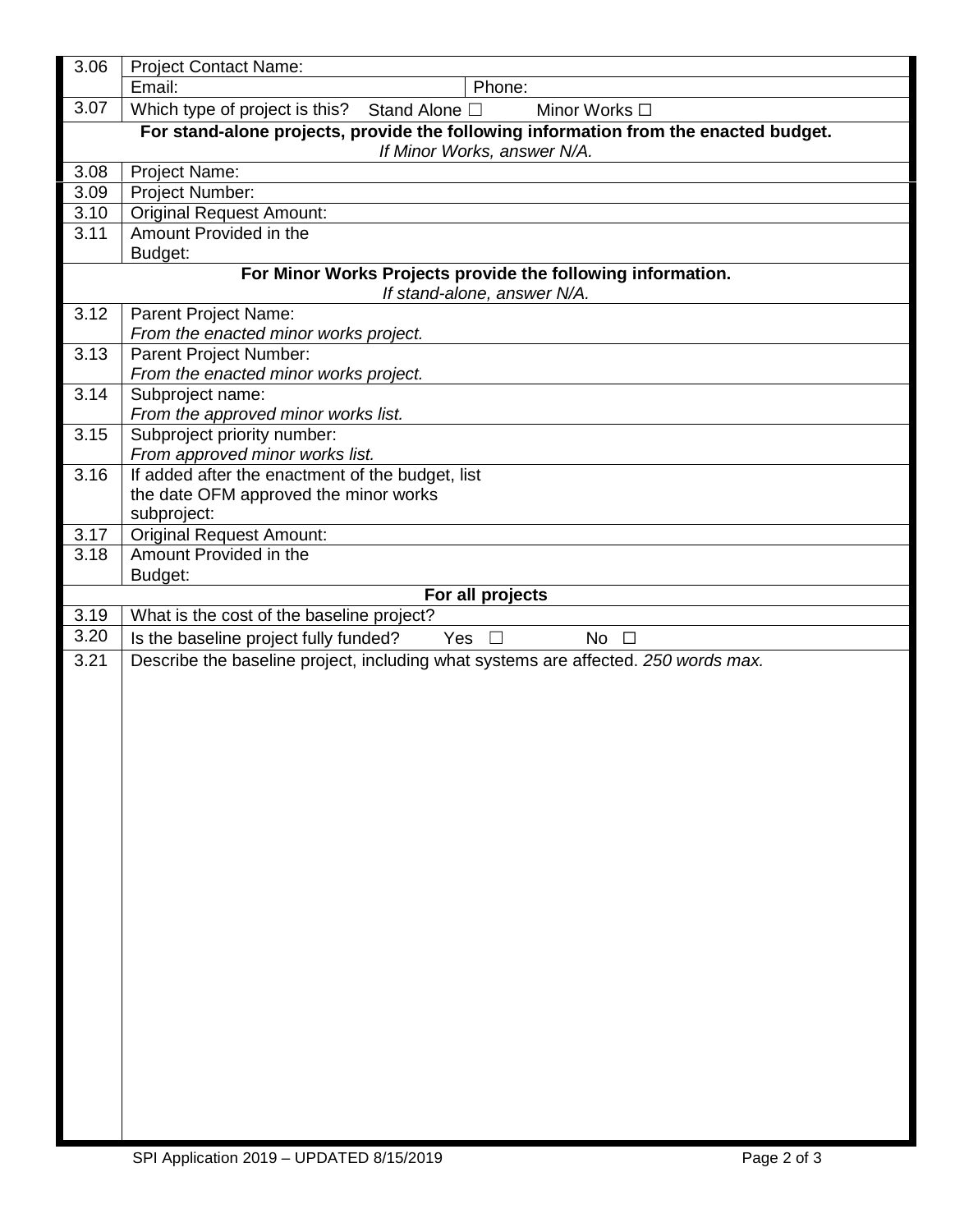| | | |
|---|---|---|
| 3.06 | Project Contact Name: | |
| | Email: | Phone: |
| 3.07 | Which type of project is this? Stand Alone ☐ Minor Works ☐ | |
| | **For stand-alone projects, provide the following information from the enacted budget.** *If Minor Works, answer N/A.* | |
| 3.08 | Project Name: | |
| 3.09 | Project Number: | |
| 3.10 | Original Request Amount: | |
| 3.11 | Amount Provided in the Budget: | |
| | **For Minor Works Projects provide the following information.** *If stand-alone, answer N/A.* | |
| 3.12 | Parent Project Name: *From the enacted minor works project.* | |
| 3.13 | Parent Project Number: *From the enacted minor works project.* | |
| 3.14 | Subproject name: *From the approved minor works list.* | |
| 3.15 | Subproject priority number: *From approved minor works list.* | |
| 3.16 | If added after the enactment of the budget, list the date OFM approved the minor works subproject: | |
| 3.17 | Original Request Amount: | |
| 3.18 | Amount Provided in the Budget: | |
| | **For all projects** | |
| 3.19 | What is the cost of the baseline project? | |
| 3.20 | Is the baseline project fully funded? Yes ☐ No ☐ | |
| 3.21 | Describe the baseline project, including what systems are affected. *250 words max.* | |

SPI Application 2019 – UPDATED 8/15/2019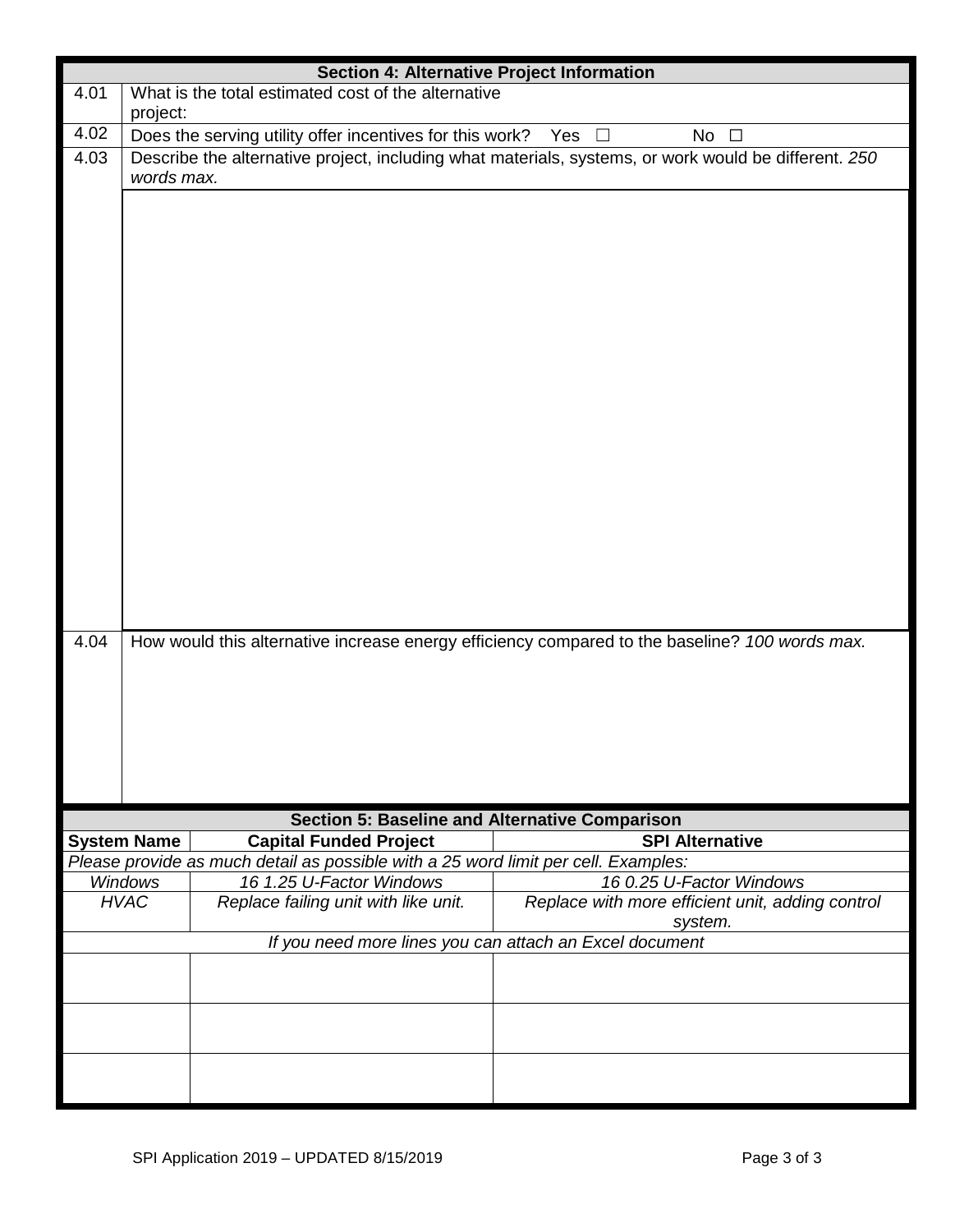## Section 4: Alternative Project Information

| | |
|---|---|
| 4.01 | What is the total estimated cost of the alternative project: |
| 4.02 | Does the serving utility offer incentives for this work? Yes ☐ No ☐ |
| 4.03 | Describe the alternative project, including what materials, systems, or work would be different. *250 words max.* |
| 4.04 | How would this alternative increase energy efficiency compared to the baseline? *100 words max.* |

## Section 5: Baseline and Alternative Comparison

| System Name | Capital Funded Project | SPI Alternative |
|---|---|---|
| *Please provide as much detail as possible with a 25 word limit per cell. Examples:* | | |
| *Windows* | *16 1.25 U-Factor Windows* | *16 0.25 U-Factor Windows* |
| *HVAC* | *Replace failing unit with like unit.* | *Replace with more efficient unit, adding control system.* |
| *If you need more lines you can attach an Excel document* | | |
| | | |
| | | |
| | | |

SPI Application 2019 – UPDATED 8/15/2019